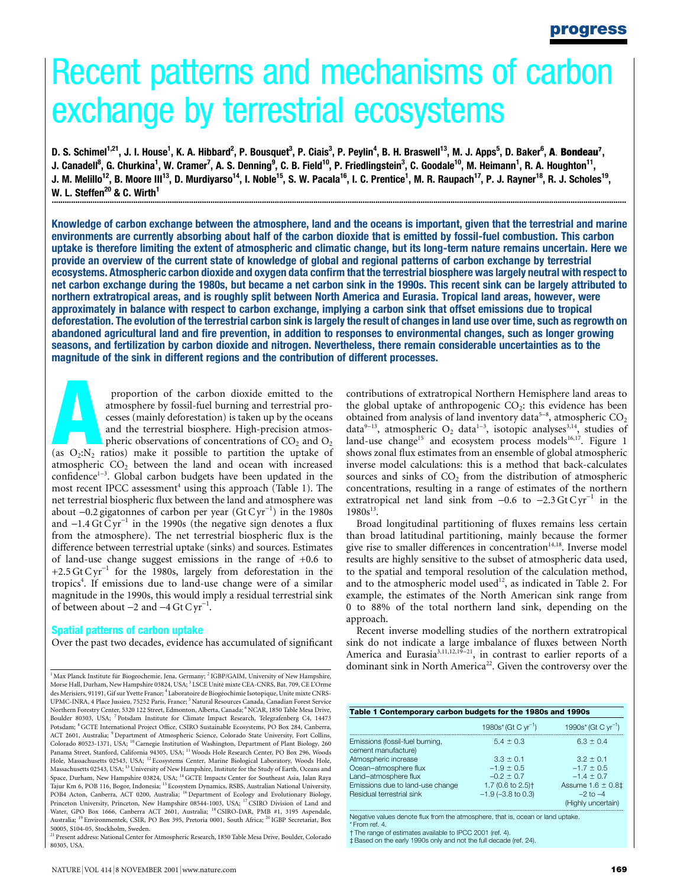# Recent patterns and mechanisms of carbon exchange by terrestrial ecosystems

D. S. Schimel[1,21], J. I. House[1], K. A. Hibbard[2], P. Bousquet[3], P. Ciais[3], P. Peylin[4], B. H. Braswell[13], M. J. Apps[5], D. Baker[6], A. Bondeau[7], J. Canadell[8], G. Churkina[1], W. Cramer[7], A. S. Denning[9], C. B. Field[10], P. Friedlingstein[3], C. Goodale[10], M. Heimann[1], R. A. Houghton[11], J. M. Melillo[12], B. Moore III[13], D. Murdiyarso[14], I. Noble[15], S. W. Pacala[16], I. C. Prentice[1], M. R. Raupach[17], P. J. Rayner[18], R. J. Scholes[19], W. L. Steffen[20] & C. Wirth[1]

**Knowledge of carbon exchange between the atmosphere, land and the oceans is important, given that the terrestrial and marine environments are currently absorbing about half of the carbon dioxide that is emitted by fossil-fuel combustion. This carbon uptake is therefore limiting the extent of atmospheric and climatic change, but its long-term nature remains uncertain. Here we provide an overview of the current state of knowledge of global and regional patterns of carbon exchange by terrestrial ecosystems. Atmospheric carbon dioxide and oxygen data confirm that the terrestrial biosphere was largely neutral with respect to net carbon exchange during the 1980s, but became a net carbon sink in the 1990s. This recent sink can be largely attributed to northern extratropical areas, and is roughly split between North America and Eurasia. Tropical land areas, however, were approximately in balance with respect to carbon exchange, implying a carbon sink that offset emissions due to tropical deforestation. The evolution of the terrestrial carbon sink is largely the result of changes in land use over time, such as regrowth on abandoned agricultural land and fire prevention, in addition to responses to environmental changes, such as longer growing seasons, and fertilization by carbon dioxide and nitrogen. Nevertheless, there remain considerable uncertainties as to the magnitude of the sink in different regions and the contribution of different processes.**

A proportion of the carbon dioxide emitted to the atmosphere by fossil-fuel burning and terrestrial processes (mainly deforestation) is taken up by the oceans and the terrestrial biosphere. High-precision atmospheric observations of concentrations of $CO_2$ and $O_2$ (as $O_2$:$N_2$ ratios) make it possible to partition the uptake of atmospheric $CO_2$ between the land and ocean with increased confidence[1–3]. Global carbon budgets have been updated in the most recent IPCC assessment[4] using this approach (Table 1). The net terrestrial biospheric flux between the land and atmosphere was about $-0.2$ gigatonnes of carbon per year (Gt C $\mathrm{yr}^{-1}$) in the 1980s and $-1.4$ Gt C $\mathrm{yr}^{-1}$ in the 1990s (the negative sign denotes a flux from the atmosphere). The net terrestrial biospheric flux is the difference between terrestrial uptake (sinks) and sources. Estimates of land-use change suggest emissions in the range of $+0.6$ to $+2.5$ Gt C $\mathrm{yr}^{-1}$ for the 1980s, largely from deforestation in the tropics[4]. If emissions due to land-use change were of a similar magnitude in the 1990s, this would imply a residual terrestrial sink of between about $-2$ and $-4$ Gt C $\mathrm{yr}^{-1}$.

## Spatial patterns of carbon uptake

Over the past two decades, evidence has accumulated of significant contributions of extratropical Northern Hemisphere land areas to the global uptake of anthropogenic $CO_2$: this evidence has been obtained from analysis of land inventory data[5–8], atmospheric $CO_2$ data[9–13], atmospheric $O_2$ data[1–3], isotopic analyses[3,14], studies of land-use change[15] and ecosystem process models[16,17]. Figure 1 shows zonal flux estimates from an ensemble of global atmospheric inverse model calculations: this is a method that back-calculates sources and sinks of $CO_2$ from the distribution of atmospheric concentrations, resulting in a range of estimates of the northern extratropical net land sink from $-0.6$ to $-2.3$ Gt C $\mathrm{yr}^{-1}$ in the 1980s[13].

Broad longitudinal partitioning of fluxes remains less certain than broad latitudinal partitioning, mainly because the former give rise to smaller differences in concentration[14,18]. Inverse model results are highly sensitive to the subset of atmospheric data used, to the spatial and temporal resolution of the calculation method, and to the atmospheric model used[12], as indicated in Table 2. For example, the estimates of the North American sink range from 0 to 88% of the total northern land sink, depending on the approach.

Recent inverse modelling studies of the northern extratropical sink do not indicate a large imbalance of fluxes between North America and Eurasia[3,11,12,19–21], in contrast to earlier reports of a dominant sink in North America[22]. Given the controversy over the

**Table 1 Contemporary carbon budgets for the 1980s and 1990s**

| | 1980s* (Gt C $\mathrm{yr}^{-1}$) | 1990s* (Gt C $\mathrm{yr}^{-1}$) |
|---|---|---|
| Emissions (fossil-fuel burning, cement manufacture) | $5.4 \pm 0.3$ | $6.3 \pm 0.4$ |
| Atmospheric increase | $3.3 \pm 0.1$ | $3.2 \pm 0.1$ |
| Ocean–atmosphere flux | $-1.9 \pm 0.5$ | $-1.7 \pm 0.5$ |
| Land–atmosphere flux | $-0.2 \pm 0.7$ | $-1.4 \pm 0.7$ |
| Emissions due to land-use change | 1.7 (0.6 to 2.5)† | Assume $1.6 \pm 0.8$‡ |
| Residual terrestrial sink | $-1.9$ ($-3.8$ to 0.3) | $-2$ to $-4$ (Highly uncertain) |

Negative values denote flux from the atmosphere, that is, ocean or land uptake.
\* From ref. 4.
† The range of estimates available to IPCC 2001 (ref. 4).
‡ Based on the early 1990s only and not the full decade (ref. 24).

---

[1] Max Planck Institute für Biogeochemie, Jena, Germany; [2] IGBP/GAIM, University of New Hampshire, Morse Hall, Durham, New Hampshire 03824, USA; [3] LSCE Unité mixte CEA-CNRS, Bat. 709, CE L'Orme des Merisiers, 91191, Gif sur Yvette France; [4] Laboratoire de Biogéochimie Isotopique, Unite mixte CNRS-UPMC-INRA, 4 Place Jussieu, 75252 Paris, France; [5] Natural Resources Canada, Canadian Forest Service Northern Forestry Center, 5320 122 Street, Edmonton, Alberta, Canada; [6] NCAR, 1850 Table Mesa Drive, Boulder 80303, USA; [7] Potsdam Institute for Climate Impact Research, Telegrafenberg C4, 14473 Potsdam; [8] GCTE International Project Office, CSIRO Sustainable Ecosystems, PO Box 284, Canberra, ACT 2601, Australia; [9] Department of Atmospheric Science, Colorado State University, Fort Collins, Colorado 80523-1371, USA; [10] Carnegie Institution of Washington, Department of Plant Biology, 260 Panama Street, Stanford, California 94305, USA; [11] Woods Hole Research Center, PO Box 296, Woods Hole, Massachusetts 02543, USA; [12] Ecosystems Center, Marine Biological Laboratory, Woods Hole, Massachusetts 02543, USA; [13] University of New Hampshire, Institute for the Study of Earth, Oceans and Space, Durham, New Hampshire 03824, USA; [14] GCTE Impacts Center for Southeast Asia, Jalan Raya Tajur Km 6, POB 116, Bogor, Indonesia; [15] Ecosystem Dynamics, RSBS, Australian National University, POB4 Acton, Canberra, ACT 0200, Australia; [16] Department of Ecology and Evolutionary Biology, Princeton University, Princeton, New Hampshire 08544-1003, USA; [17] CSIRO Division of Land and Water, GPO Box 1666, Canberra ACT 2601, Australia; [18] CSIRO-DAR, PMB #1, 3195 Aspendale, Australia; [19] Environmentek, CSIR, PO Box 395, Pretoria 0001, South Africa; [20] IGBP Secretariat, Box 50005, S104-05, Stockholm, Sweden.

[21] Present address: National Center for Atmospheric Research, 1850 Table Mesa Drive, Boulder, Colorado 80305, USA.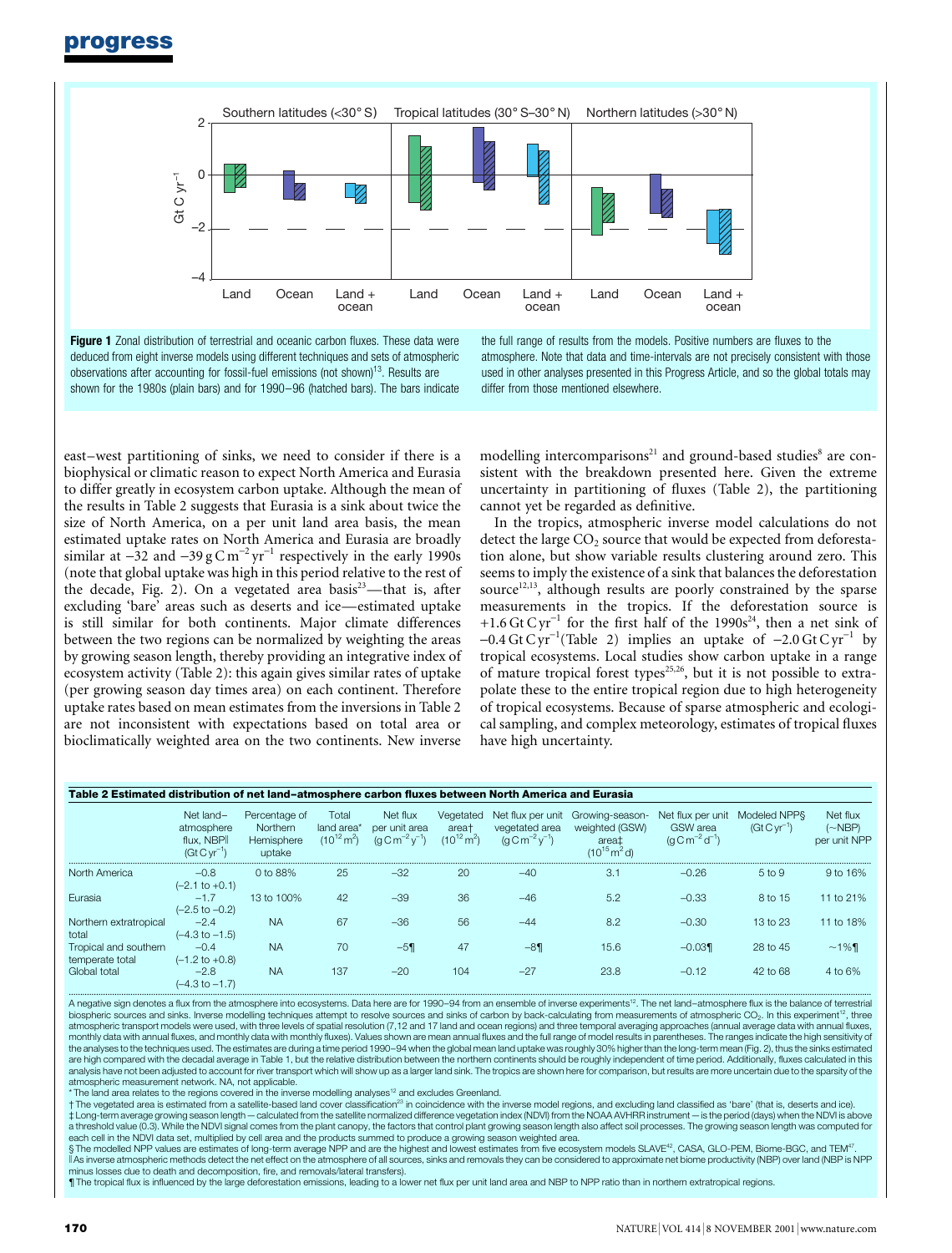**Figure 1** Zonal distribution of terrestrial and oceanic carbon fluxes. These data were deduced from eight inverse models using different techniques and sets of atmospheric observations after accounting for fossil-fuel emissions (not shown)[13]. Results are shown for the 1980s (plain bars) and for 1990–96 (hatched bars). The bars indicate the full range of results from the models. Positive numbers are fluxes to the atmosphere. Note that data and time-intervals are not precisely consistent with those used in other analyses presented in this Progress Article, and so the global totals may differ from those mentioned elsewhere.

east–west partitioning of sinks, we need to consider if there is a biophysical or climatic reason to expect North America and Eurasia to differ greatly in ecosystem carbon uptake. Although the mean of the results in Table 2 suggests that Eurasia is a sink about twice the size of North America, on a per unit land area basis, the mean estimated uptake rates on North America and Eurasia are broadly similar at $-32$ and $-39\,\mathrm{g\,C\,m^{-2}\,yr^{-1}}$ respectively in the early 1990s (note that global uptake was high in this period relative to the rest of the decade, Fig. 2). On a vegetated area basis[23]—that is, after excluding 'bare' areas such as deserts and ice—estimated uptake is still similar for both continents. Major climate differences between the two regions can be normalized by weighting the areas by growing season length, thereby providing an integrative index of ecosystem activity (Table 2): this again gives similar rates of uptake (per growing season day times area) on each continent. Therefore uptake rates based on mean estimates from the inversions in Table 2 are not inconsistent with expectations based on total area or bioclimatically weighted area on the two continents. New inverse modelling intercomparisons[21] and ground-based studies[8] are consistent with the breakdown presented here. Given the extreme uncertainty in partitioning of fluxes (Table 2), the partitioning cannot yet be regarded as definitive.

In the tropics, atmospheric inverse model calculations do not detect the large $CO_2$ source that would be expected from deforestation alone, but show variable results clustering around zero. This seems to imply the existence of a sink that balances the deforestation source[12,13], although results are poorly constrained by the sparse measurements in the tropics. If the deforestation source is $+1.6\,\mathrm{Gt\,C\,yr^{-1}}$ for the first half of the 1990s[24], then a net sink of $-0.4\,\mathrm{Gt\,C\,yr^{-1}}$ (Table 2) implies an uptake of $-2.0\,\mathrm{Gt\,C\,yr^{-1}}$ by tropical ecosystems. Local studies show carbon uptake in a range of mature tropical forest types[25,26], but it is not possible to extrapolate these to the entire tropical region due to high heterogeneity of tropical ecosystems. Because of sparse atmospheric and ecological sampling, and complex meteorology, estimates of tropical fluxes have high uncertainty.

**Table 2 Estimated distribution of net land–atmosphere carbon fluxes between North America and Eurasia**

| | Net land–atmosphere flux, NBP‖ ($\mathrm{Gt\,C\,yr^{-1}}$) | Percentage of Northern Hemisphere uptake | Total land area* ($10^{12}\,\mathrm{m^2}$) | Net flux per unit area ($\mathrm{g\,C\,m^{-2}\,y^{-1}}$) | Vegetated area† ($10^{12}\,\mathrm{m^2}$) | Net flux per unit vegetated area ($\mathrm{g\,C\,m^{-2}\,y^{-1}}$) | Growing-season-weighted (GSW) area‡ ($10^{15}\,\mathrm{m^2\,d}$) | Net flux per unit GSW area ($\mathrm{g\,C\,m^{-2}\,d^{-1}}$) | Modeled NPP§ ($\mathrm{Gt\,C\,yr^{-1}}$) | Net flux (~NBP) per unit NPP |
|---|---|---|---|---|---|---|---|---|---|---|
| North America | −0.8 (−2.1 to +0.1) | 0 to 88% | 25 | −32 | 20 | −40 | 3.1 | −0.26 | 5 to 9 | 9 to 16% |
| Eurasia | −1.7 (−2.5 to −0.2) | 13 to 100% | 42 | −39 | 36 | −46 | 5.2 | −0.33 | 8 to 15 | 11 to 21% |
| Northern extratropical total | −2.4 (−4.3 to −1.5) | NA | 67 | −36 | 56 | −44 | 8.2 | −0.30 | 13 to 23 | 11 to 18% |
| Tropical and southern temperate total | −0.4 (−1.2 to +0.8) | NA | 70 | −5¶ | 47 | −8¶ | 15.6 | −0.03¶ | 28 to 45 | ~1%¶ |
| Global total | −2.8 (−4.3 to −1.7) | NA | 137 | −20 | 104 | −27 | 23.8 | −0.12 | 42 to 68 | 4 to 6% |

A negative sign denotes a flux from the atmosphere into ecosystems. Data here are for 1990–94 from an ensemble of inverse experiments[12]. The net land–atmosphere flux is the balance of terrestrial biospheric sources and sinks. Inverse modelling techniques attempt to resolve sources and sinks of carbon by back-calculating from measurements of atmospheric $CO_2$. In this experiment[12], three atmospheric transport models were used, with three levels of spatial resolution (7,12 and 17 land and ocean regions) and three temporal averaging approaches (annual average data with annual fluxes, monthly data with annual fluxes, and monthly data with monthly fluxes). Values shown are mean annual fluxes and the full range of model results in parentheses. The ranges indicate the high sensitivity of the analyses to the techniques used. The estimates are during a time period 1990–94 when the global mean land uptake was roughly 30% higher than the long-term mean (Fig. 2), thus the sinks estimated are high compared with the decadal average in Table 1, but the relative distribution between the northern continents should be roughly independent of time period. Additionally, fluxes calculated in this analysis have not been adjusted to account for river transport which will show up as a larger land sink. The tropics are shown here for comparison, but results are more uncertain due to the sparsity of the atmospheric measurement network. NA, not applicable.

\* The land area relates to the regions covered in the inverse modelling analyses[12] and excludes Greenland.

† The vegetated area is estimated from a satellite-based land cover classification[23] in coincidence with the inverse model regions, and excluding land classified as 'bare' (that is, deserts and ice).

‡ Long-term average growing season length — calculated from the satellite normalized difference vegetation index (NDVI) from the NOAA AVHRR instrument — is the period (days) when the NDVI is above a threshold value (0.3). While the NDVI signal comes from the plant canopy, the factors that control plant growing season length also affect soil processes. The growing season length was computed for each cell in the NDVI data set, multiplied by cell area and the products summed to produce a growing season weighted area.

§ The modelled NPP values are estimates of long-term average NPP and are the highest and lowest estimates from five ecosystem models SLAVE[42], CASA, GLO-PEM, Biome-BGC, and TEM[47].

‖ As inverse atmospheric methods detect the net effect on the atmosphere of all sources, sinks and removals they can be considered to approximate net biome productivity (NBP) over land (NBP is NPP minus losses due to death and decomposition, fire, and removals/lateral transfers).

¶ The tropical flux is influenced by the large deforestation emissions, leading to a lower net flux per unit land area and NBP to NPP ratio than in northern extratropical regions.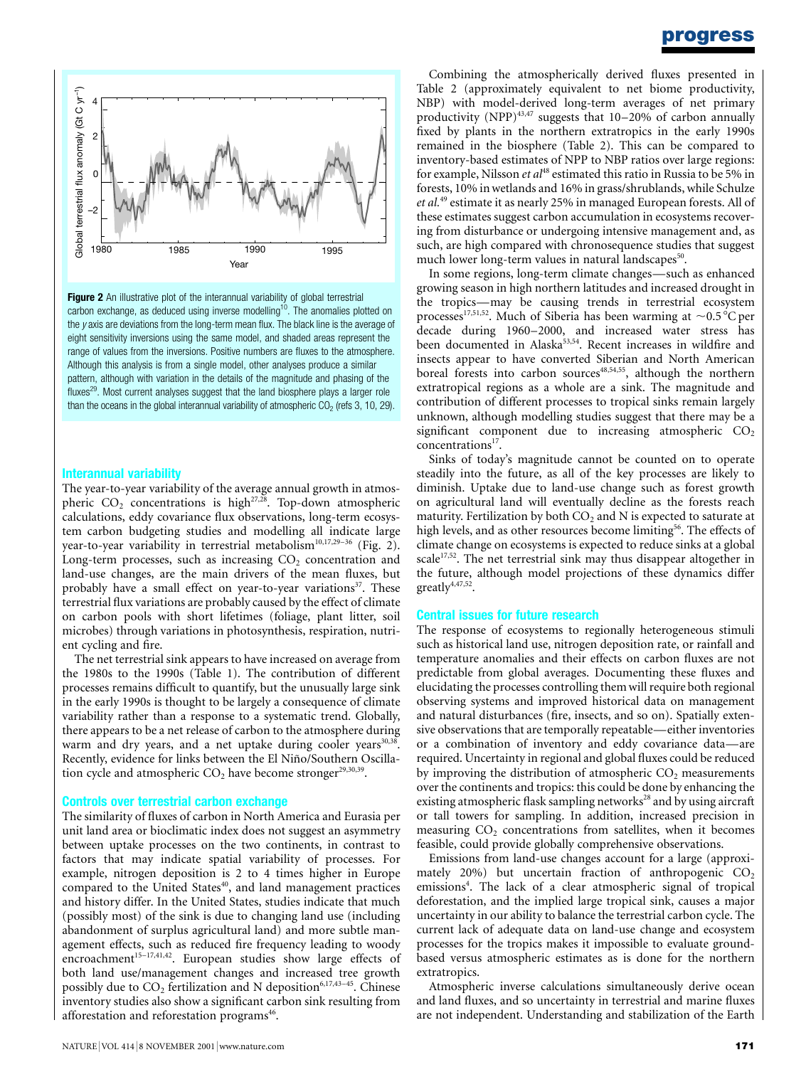**Figure 2** An illustrative plot of the interannual variability of global terrestrial carbon exchange, as deduced using inverse modelling[10]. The anomalies plotted on the *y* axis are deviations from the long-term mean flux. The black line is the average of eight sensitivity inversions using the same model, and shaded areas represent the range of values from the inversions. Positive numbers are fluxes to the atmosphere. Although this analysis is from a single model, other analyses produce a similar pattern, although with variation in the details of the magnitude and phasing of the fluxes[29]. Most current analyses suggest that the land biosphere plays a larger role than the oceans in the global interannual variability of atmospheric $CO_2$ (refs 3, 10, 29).

## Interannual variability

The year-to-year variability of the average annual growth in atmospheric $CO_2$ concentrations is high[27,28]. Top-down atmospheric calculations, eddy covariance flux observations, long-term ecosystem carbon budgeting studies and modelling all indicate large year-to-year variability in terrestrial metabolism[10,17,29–36] (Fig. 2). Long-term processes, such as increasing $CO_2$ concentration and land-use changes, are the main drivers of the mean fluxes, but probably have a small effect on year-to-year variations[37]. These terrestrial flux variations are probably caused by the effect of climate on carbon pools with short lifetimes (foliage, plant litter, soil microbes) through variations in photosynthesis, respiration, nutrient cycling and fire.

The net terrestrial sink appears to have increased on average from the 1980s to the 1990s (Table 1). The contribution of different processes remains difficult to quantify, but the unusually large sink in the early 1990s is thought to be largely a consequence of climate variability rather than a response to a systematic trend. Globally, there appears to be a net release of carbon to the atmosphere during warm and dry years, and a net uptake during cooler years[30,38]. Recently, evidence for links between the El Niño/Southern Oscillation cycle and atmospheric $CO_2$ have become stronger[29,30,39].

## Controls over terrestrial carbon exchange

The similarity of fluxes of carbon in North America and Eurasia per unit land area or bioclimatic index does not suggest an asymmetry between uptake processes on the two continents, in contrast to factors that may indicate spatial variability of processes. For example, nitrogen deposition is 2 to 4 times higher in Europe compared to the United States[40], and land management practices and history differ. In the United States, studies indicate that much (possibly most) of the sink is due to changing land use (including abandonment of surplus agricultural land) and more subtle management effects, such as reduced fire frequency leading to woody encroachment[15–17,41,42]. European studies show large effects of both land use/management changes and increased tree growth possibly due to $CO_2$ fertilization and N deposition[6,17,43–45]. Chinese inventory studies also show a significant carbon sink resulting from afforestation and reforestation programs[46].

Combining the atmospherically derived fluxes presented in Table 2 (approximately equivalent to net biome productivity, NBP) with model-derived long-term averages of net primary productivity (NPP)[43,47] suggests that 10–20% of carbon annually fixed by plants in the northern extratropics in the early 1990s remained in the biosphere (Table 2). This can be compared to inventory-based estimates of NPP to NBP ratios over large regions: for example, Nilsson *et al*[48] estimated this ratio in Russia to be 5% in forests, 10% in wetlands and 16% in grass/shrublands, while Schulze *et al.*[49] estimate it as nearly 25% in managed European forests. All of these estimates suggest carbon accumulation in ecosystems recovering from disturbance or undergoing intensive management and, as such, are high compared with chronosequence studies that suggest much lower long-term values in natural landscapes[50].

In some regions, long-term climate changes—such as enhanced growing season in high northern latitudes and increased drought in the tropics—may be causing trends in terrestrial ecosystem processes[17,51,52]. Much of Siberia has been warming at ~0.5 °C per decade during 1960–2000, and increased water stress has been documented in Alaska[53,54]. Recent increases in wildfire and insects appear to have converted Siberian and North American boreal forests into carbon sources[48,54,55], although the northern extratropical regions as a whole are a sink. The magnitude and contribution of different processes to tropical sinks remain largely unknown, although modelling studies suggest that there may be a significant component due to increasing atmospheric $CO_2$ concentrations[17].

Sinks of today's magnitude cannot be counted on to operate steadily into the future, as all of the key processes are likely to diminish. Uptake due to land-use change such as forest growth on agricultural land will eventually decline as the forests reach maturity. Fertilization by both $CO_2$ and N is expected to saturate at high levels, and as other resources become limiting[56]. The effects of climate change on ecosystems is expected to reduce sinks at a global scale[17,52]. The net terrestrial sink may thus disappear altogether in the future, although model projections of these dynamics differ greatly[4,47,52].

## Central issues for future research

The response of ecosystems to regionally heterogeneous stimuli such as historical land use, nitrogen deposition rate, or rainfall and temperature anomalies and their effects on carbon fluxes are not predictable from global averages. Documenting these fluxes and elucidating the processes controlling them will require both regional observing systems and improved historical data on management and natural disturbances (fire, insects, and so on). Spatially extensive observations that are temporally repeatable—either inventories or a combination of inventory and eddy covariance data—are required. Uncertainty in regional and global fluxes could be reduced by improving the distribution of atmospheric $CO_2$ measurements over the continents and tropics: this could be done by enhancing the existing atmospheric flask sampling networks[28] and by using aircraft or tall towers for sampling. In addition, increased precision in measuring $CO_2$ concentrations from satellites, when it becomes feasible, could provide globally comprehensive observations.

Emissions from land-use changes account for a large (approximately 20%) but uncertain fraction of anthropogenic $CO_2$ emissions[4]. The lack of a clear atmospheric signal of tropical deforestation, and the implied large tropical sink, causes a major uncertainty in our ability to balance the terrestrial carbon cycle. The current lack of adequate data on land-use change and ecosystem processes for the tropics makes it impossible to evaluate ground-based versus atmospheric estimates as is done for the northern extratropics.

Atmospheric inverse calculations simultaneously derive ocean and land fluxes, and so uncertainty in terrestrial and marine fluxes are not independent. Understanding and stabilization of the Earth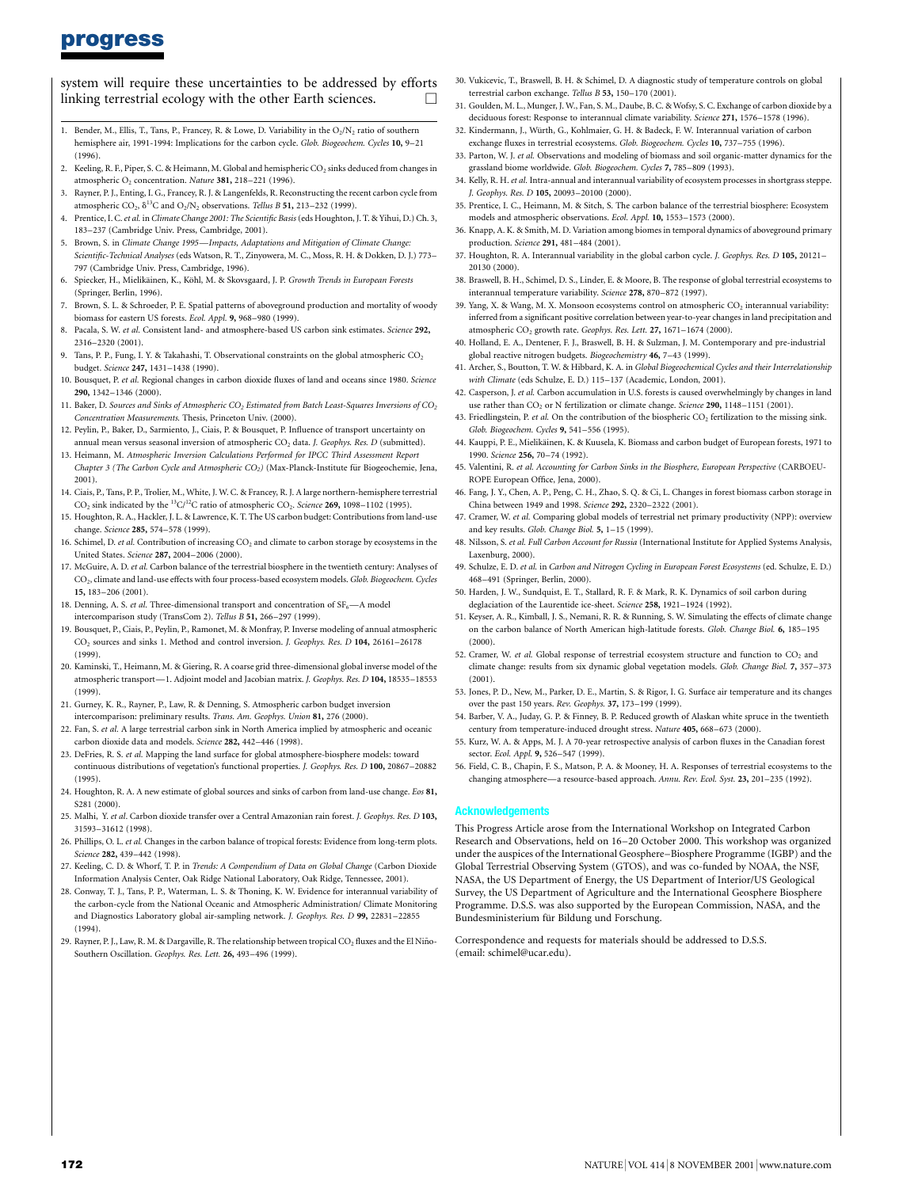system will require these uncertainties to be addressed by efforts linking terrestrial ecology with the other Earth sciences. □

1. Bender, M., Ellis, T., Tans, P., Francey, R. & Lowe, D. Variability in the $O_2/N_2$ ratio of southern hemisphere air, 1991-1994: Implications for the carbon cycle. *Glob. Biogeochem. Cycles* **10,** 9–21 (1996).
2. Keeling, R. F., Piper, S. C. & Heimann, M. Global and hemispheric $CO_2$ sinks deduced from changes in atmospheric $O_2$ concentration. *Nature* **381,** 218–221 (1996).
3. Rayner, P. J., Enting, I. G., Francey, R. J. & Langenfelds, R. Reconstructing the recent carbon cycle from atmospheric $CO_2$, $\delta^{13}C$ and $O_2/N_2$ observations. *Tellus B* **51,** 213–232 (1999).
4. Prentice, I. C. *et al.* in *Climate Change 2001: The Scientific Basis* (eds Houghton, J. T. & Yihui, D.) Ch. 3, 183–237 (Cambridge Univ. Press, Cambridge, 2001).
5. Brown, S. in *Climate Change 1995—Impacts, Adaptations and Mitigation of Climate Change: Scientific-Technical Analyses* (eds Watson, R. T., Zinyowera, M. C., Moss, R. H. & Dokken, D. J.) 773–797 (Cambridge Univ. Press, Cambridge, 1996).
6. Spiecker, H., Mielikäinen, K., Köhl, M. & Skovsgaard, J. P. *Growth Trends in European Forests* (Springer, Berlin, 1996).
7. Brown, S. L. & Schroeder, P. E. Spatial patterns of aboveground production and mortality of woody biomass for eastern US forests. *Ecol. Appl.* **9,** 968–980 (1999).
8. Pacala, S. W. *et al.* Consistent land- and atmosphere-based US carbon sink estimates. *Science* **292,** 2316–2320 (2001).
9. Tans, P. P., Fung, I. Y. & Takahashi, T. Observational constraints on the global atmospheric $CO_2$ budget. *Science* **247,** 1431–1438 (1990).
10. Bousquet, P. *et al.* Regional changes in carbon dioxide fluxes of land and oceans since 1980. *Science* **290,** 1342–1346 (2000).
11. Baker, D. *Sources and Sinks of Atmospheric $CO_2$ Estimated from Batch Least-Squares Inversions of $CO_2$ Concentration Measurements.* Thesis, Princeton Univ. (2000).
12. Peylin, P., Baker, D., Sarmiento, J., Ciais, P. & Bousquet, P. Influence of transport uncertainty on annual mean versus seasonal inversion of atmospheric $CO_2$ data. *J. Geophys. Res. D* (submitted).
13. Heimann, M. *Atmospheric Inversion Calculations Performed for IPCC Third Assessment Report Chapter 3 (The Carbon Cycle and Atmospheric $CO_2$)* (Max-Planck-Institute für Biogeochemie, Jena, 2001).
14. Ciais, P., Tans, P. P., Trolier, M., White, J. W. C. & Francey, R. J. A large northern-hemisphere terrestrial $CO_2$ sink indicated by the $^{13}C/^{12}C$ ratio of atmospheric $CO_2$. *Science* **269,** 1098–1102 (1995).
15. Houghton, R. A., Hackler, J. L. & Lawrence, K. T. The US carbon budget: Contributions from land-use change. *Science* **285,** 574–578 (1999).
16. Schimel, D. *et al.* Contribution of increasing $CO_2$ and climate to carbon storage by ecosystems in the United States. *Science* **287,** 2004–2006 (2000).
17. McGuire, A. D. *et al.* Carbon balance of the terrestrial biosphere in the twentieth century: Analyses of $CO_2$, climate and land-use effects with four process-based ecosystem models. *Glob. Biogeochem. Cycles* **15,** 183–206 (2001).
18. Denning, A. S. *et al.* Three-dimensional transport and concentration of $SF_6$—A model intercomparison study (TransCom 2). *Tellus B* **51,** 266–297 (1999).
19. Bousquet, P., Ciais, P., Peylin, P., Ramonet, M. & Monfray, P. Inverse modeling of annual atmospheric $CO_2$ sources and sinks 1. Method and control inversion. *J. Geophys. Res. D* **104,** 26161–26178 (1999).
20. Kaminski, T., Heimann, M. & Giering, R. A coarse grid three-dimensional global inverse model of the atmospheric transport—1. Adjoint model and Jacobian matrix. *J. Geophys. Res. D* **104,** 18535–18553 (1999).
21. Gurney, K. R., Rayner, P., Law, R. & Denning, S. Atmospheric carbon budget inversion intercomparison: preliminary results. *Trans. Am. Geophys. Union* **81,** 276 (2000).
22. Fan, S. *et al.* A large terrestrial carbon sink in North America implied by atmospheric and oceanic carbon dioxide data and models. *Science* **282,** 442–446 (1998).
23. DeFries, R. S. *et al.* Mapping the land surface for global atmosphere-biosphere models: toward continuous distributions of vegetation's functional properties. *J. Geophys. Res. D* **100,** 20867–20882 (1995).
24. Houghton, R. A. A new estimate of global sources and sinks of carbon from land-use change. *Eos* **81,** S281 (2000).
25. Malhi, Y. *et al.* Carbon dioxide transfer over a Central Amazonian rain forest. *J. Geophys. Res. D* **103,** 31593–31612 (1998).
26. Phillips, O. L. *et al.* Changes in the carbon balance of tropical forests: Evidence from long-term plots. *Science* **282,** 439–442 (1998).
27. Keeling, C. D. & Whorf, T. P. in *Trends: A Compendium of Data on Global Change* (Carbon Dioxide Information Analysis Center, Oak Ridge National Laboratory, Oak Ridge, Tennessee, 2001).
28. Conway, T. J., Tans, P. P., Waterman, L. S. & Thoning, K. W. Evidence for interannual variability of the carbon-cycle from the National Oceanic and Atmospheric Administration/ Climate Monitoring and Diagnostics Laboratory global air-sampling network. *J. Geophys. Res. D* **99,** 22831–22855 (1994).
29. Rayner, P. J., Law, R. M. & Dargaville, R. The relationship between tropical $CO_2$ fluxes and the El Niño-Southern Oscillation. *Geophys. Res. Lett.* **26,** 493–496 (1999).
30. Vukicevic, T., Braswell, B. H. & Schimel, D. A diagnostic study of temperature controls on global terrestrial carbon exchange. *Tellus B* **53,** 150–170 (2001).
31. Goulden, M. L., Munger, J. W., Fan, S. M., Daube, B. C. & Wofsy, S. C. Exchange of carbon dioxide by a deciduous forest: Response to interannual climate variability. *Science* **271,** 1576–1578 (1996).
32. Kindermann, J., Würth, G., Kohlmaier, G. H. & Badeck, F. W. Interannual variation of carbon exchange fluxes in terrestrial ecosystems. *Glob. Biogeochem. Cycles* **10,** 737–755 (1996).
33. Parton, W. J. *et al.* Observations and modeling of biomass and soil organic-matter dynamics for the grassland biome worldwide. *Glob. Biogeochem. Cycles* **7,** 785–809 (1993).
34. Kelly, R. H. *et al.* Intra-annual and interannual variability of ecosystem processes in shortgrass steppe. *J. Geophys. Res. D* **105,** 20093–20100 (2000).
35. Prentice, I. C., Heimann, M. & Sitch, S. The carbon balance of the terrestrial biosphere: Ecosystem models and atmospheric observations. *Ecol. Appl.* **10,** 1553–1573 (2000).
36. Knapp, A. K. & Smith, M. D. Variation among biomes in temporal dynamics of aboveground primary production. *Science* **291,** 481–484 (2001).
37. Houghton, R. A. Interannual variability in the global carbon cycle. *J. Geophys. Res. D* **105,** 20121–20130 (2000).
38. Braswell, B. H., Schimel, D. S., Linder, E. & Moore, B. The response of global terrestrial ecosystems to interannual temperature variability. *Science* **278,** 870–872 (1997).
39. Yang, X. & Wang, M. X. Monsoon ecosystems control on atmospheric $CO_2$ interannual variability: inferred from a significant positive correlation between year-to-year changes in land precipitation and atmospheric $CO_2$ growth rate. *Geophys. Res. Lett.* **27,** 1671–1674 (2000).
40. Holland, E. A., Dentener, F. J., Braswell, B. H. & Sulzman, J. M. Contemporary and pre-industrial global reactive nitrogen budgets. *Biogeochemistry* **46,** 7–43 (1999).
41. Archer, S., Boutton, T. W. & Hibbard, K. A. in *Global Biogeochemical Cycles and their Interrelationship with Climate* (eds Schulze, E. D.) 115–137 (Academic, London, 2001).
42. Casperson, J. *et al.* Carbon accumulation in U.S. forests is caused overwhelmingly by changes in land use rather than $CO_2$ or N fertilization or climate change. *Science* **290,** 1148–1151 (2001).
43. Friedlingstein, P. *et al.* On the contribution of the biospheric $CO_2$ fertilization to the missing sink. *Glob. Biogeochem. Cycles* **9,** 541–556 (1995).
44. Kauppi, P. E., Mielikäinen, K. & Kuusela, K. Biomass and carbon budget of European forests, 1971 to 1990. *Science* **256,** 70–74 (1992).
45. Valentini, R. *et al. Accounting for Carbon Sinks in the Biosphere, European Perspective* (CARBOEUROPE European Office, Jena, 2000).
46. Fang, J. Y., Chen, A. P., Peng, C. H., Zhao, S. Q. & Ci, L. Changes in forest biomass carbon storage in China between 1949 and 1998. *Science* **292,** 2320–2322 (2001).
47. Cramer, W. *et al.* Comparing global models of terrestrial net primary productivity (NPP): overview and key results. *Glob. Change Biol.* **5,** 1–15 (1999).
48. Nilsson, S. *et al. Full Carbon Account for Russia* (International Institute for Applied Systems Analysis, Laxenburg, 2000).
49. Schulze, E. D. *et al.* in *Carbon and Nitrogen Cycling in European Forest Ecosystems* (ed. Schulze, E. D.) 468–491 (Springer, Berlin, 2000).
50. Harden, J. W., Sundquist, E. T., Stallard, R. F. & Mark, R. K. Dynamics of soil carbon during deglaciation of the Laurentide ice-sheet. *Science* **258,** 1921–1924 (1992).
51. Keyser, A. R., Kimball, J. S., Nemani, R. R. & Running, S. W. Simulating the effects of climate change on the carbon balance of North American high-latitude forests. *Glob. Change Biol.* **6,** 185–195 (2000).
52. Cramer, W. *et al.* Global response of terrestrial ecosystem structure and function to $CO_2$ and climate change: results from six dynamic global vegetation models. *Glob. Change Biol.* **7,** 357–373 (2001).
53. Jones, P. D., New, M., Parker, D. E., Martin, S. & Rigor, I. G. Surface air temperature and its changes over the past 150 years. *Rev. Geophys.* **37,** 173–199 (1999).
54. Barber, V. A., Juday, G. P. & Finney, B. P. Reduced growth of Alaskan white spruce in the twentieth century from temperature-induced drought stress. *Nature* **405,** 668–673 (2000).
55. Kurz, W. A. & Apps, M. J. A 70-year retrospective analysis of carbon fluxes in the Canadian forest sector. *Ecol. Appl.* **9,** 526–547 (1999).
56. Field, C. B., Chapin, F. S., Matson, P. A. & Mooney, H. A. Responses of terrestrial ecosystems to the changing atmosphere—a resource-based approach. *Annu. Rev. Ecol. Syst.* **23,** 201–235 (1992).

## Acknowledgements

This Progress Article arose from the International Workshop on Integrated Carbon Research and Observations, held on 16–20 October 2000. This workshop was organized under the auspices of the International Geosphere–Biosphere Programme (IGBP) and the Global Terrestrial Observing System (GTOS), and was co-funded by NOAA, the NSF, NASA, the US Department of Energy, the US Department of Interior/US Geological Survey, the US Department of Agriculture and the International Geosphere Biosphere Programme. D.S.S. was also supported by the European Commission, NASA, and the Bundesministerium für Bildung und Forschung.

Correspondence and requests for materials should be addressed to D.S.S. (email: schimel@ucar.edu).